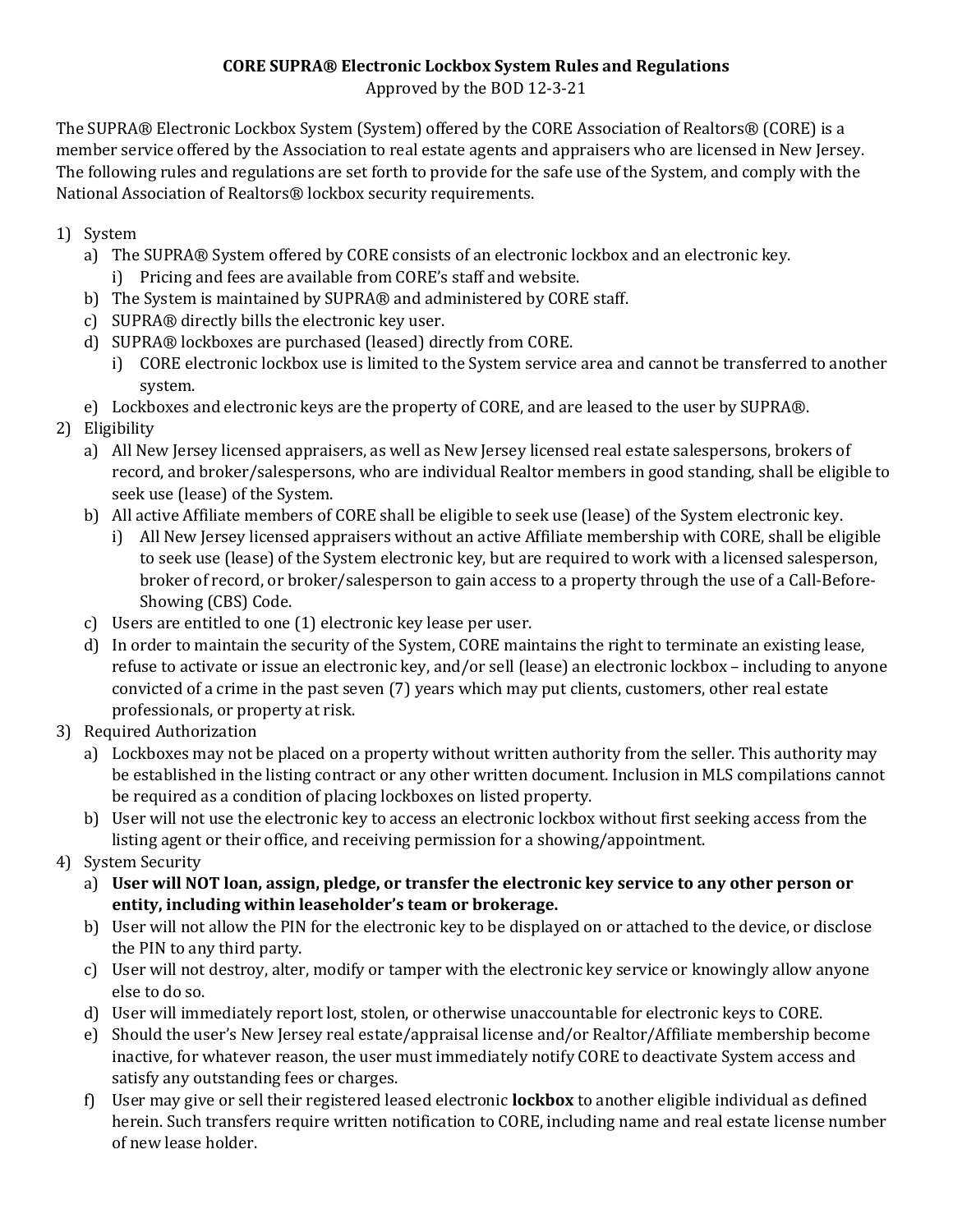**CORE SUPRA® Electronic Lockbox System Rules and Regulations**

Approved by the BOD 12-3-21

The SUPRA® Electronic Lockbox System (System) offered by the CORE Association of Realtors® (CORE) is a member service offered by the Association to real estate agents and appraisers who are licensed in New Jersey. The following rules and regulations are set forth to provide for the safe use of the System, and comply with the National Association of Realtors® lockbox security requirements.

1) System
   a) The SUPRA® System offered by CORE consists of an electronic lockbox and an electronic key.
      i) Pricing and fees are available from CORE's staff and website.
   b) The System is maintained by SUPRA® and administered by CORE staff.
   c) SUPRA® directly bills the electronic key user.
   d) SUPRA® lockboxes are purchased (leased) directly from CORE.
      i) CORE electronic lockbox use is limited to the System service area and cannot be transferred to another system.
   e) Lockboxes and electronic keys are the property of CORE, and are leased to the user by SUPRA®.
2) Eligibility
   a) All New Jersey licensed appraisers, as well as New Jersey licensed real estate salespersons, brokers of record, and broker/salespersons, who are individual Realtor members in good standing, shall be eligible to seek use (lease) of the System.
   b) All active Affiliate members of CORE shall be eligible to seek use (lease) of the System electronic key.
      i) All New Jersey licensed appraisers without an active Affiliate membership with CORE, shall be eligible to seek use (lease) of the System electronic key, but are required to work with a licensed salesperson, broker of record, or broker/salesperson to gain access to a property through the use of a Call-Before-Showing (CBS) Code.
   c) Users are entitled to one (1) electronic key lease per user.
   d) In order to maintain the security of the System, CORE maintains the right to terminate an existing lease, refuse to activate or issue an electronic key, and/or sell (lease) an electronic lockbox – including to anyone convicted of a crime in the past seven (7) years which may put clients, customers, other real estate professionals, or property at risk.
3) Required Authorization
   a) Lockboxes may not be placed on a property without written authority from the seller. This authority may be established in the listing contract or any other written document. Inclusion in MLS compilations cannot be required as a condition of placing lockboxes on listed property.
   b) User will not use the electronic key to access an electronic lockbox without first seeking access from the listing agent or their office, and receiving permission for a showing/appointment.
4) System Security
   a) **User will NOT loan, assign, pledge, or transfer the electronic key service to any other person or entity, including within leaseholder's team or brokerage.**
   b) User will not allow the PIN for the electronic key to be displayed on or attached to the device, or disclose the PIN to any third party.
   c) User will not destroy, alter, modify or tamper with the electronic key service or knowingly allow anyone else to do so.
   d) User will immediately report lost, stolen, or otherwise unaccountable for electronic keys to CORE.
   e) Should the user's New Jersey real estate/appraisal license and/or Realtor/Affiliate membership become inactive, for whatever reason, the user must immediately notify CORE to deactivate System access and satisfy any outstanding fees or charges.
   f) User may give or sell their registered leased electronic **lockbox** to another eligible individual as defined herein. Such transfers require written notification to CORE, including name and real estate license number of new lease holder.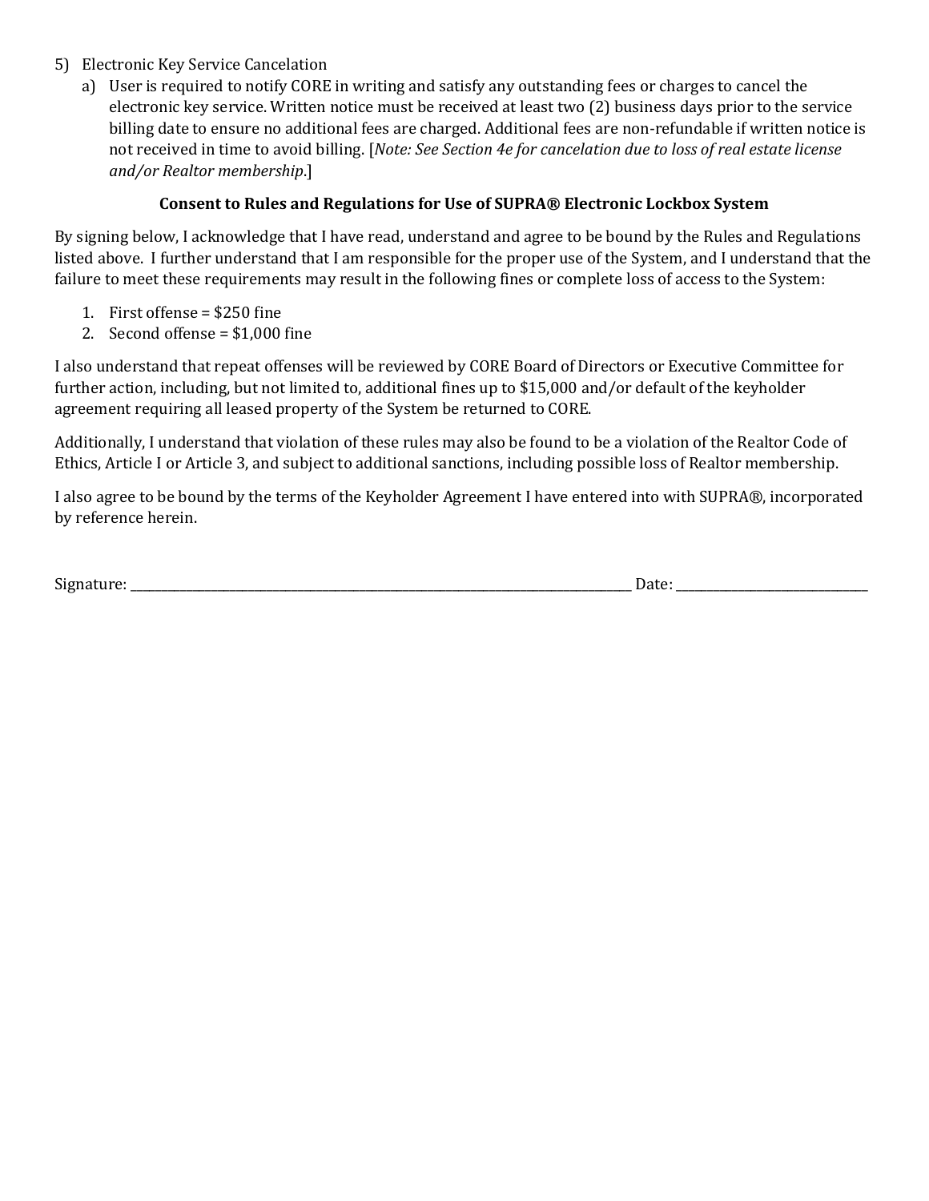5) Electronic Key Service Cancelation
   a) User is required to notify CORE in writing and satisfy any outstanding fees or charges to cancel the electronic key service. Written notice must be received at least two (2) business days prior to the service billing date to ensure no additional fees are charged. Additional fees are non-refundable if written notice is not received in time to avoid billing. [*Note: See Section 4e for cancelation due to loss of real estate license and/or Realtor membership*.]

**Consent to Rules and Regulations for Use of SUPRA® Electronic Lockbox System**

By signing below, I acknowledge that I have read, understand and agree to be bound by the Rules and Regulations listed above. I further understand that I am responsible for the proper use of the System, and I understand that the failure to meet these requirements may result in the following fines or complete loss of access to the System:

1. First offense = $250 fine
2. Second offense = $1,000 fine

I also understand that repeat offenses will be reviewed by CORE Board of Directors or Executive Committee for further action, including, but not limited to, additional fines up to $15,000 and/or default of the keyholder agreement requiring all leased property of the System be returned to CORE.

Additionally, I understand that violation of these rules may also be found to be a violation of the Realtor Code of Ethics, Article I or Article 3, and subject to additional sanctions, including possible loss of Realtor membership.

I also agree to be bound by the terms of the Keyholder Agreement I have entered into with SUPRA®, incorporated by reference herein.

Signature: ______________________________________________ Date: ____________________